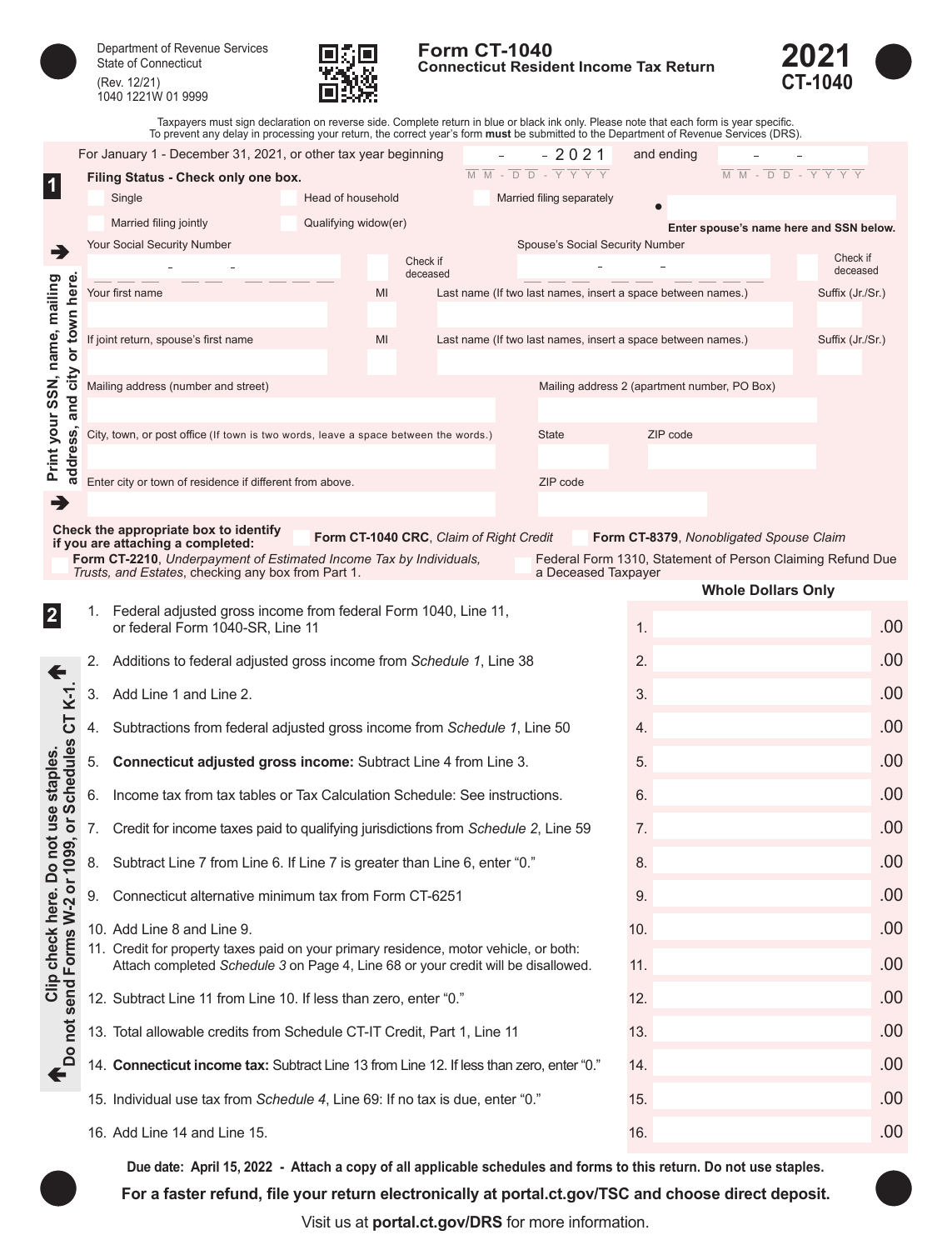Department of Revenue Services
State of Connecticut
(Rev. 12/21)
1040 1221W 01 9999

# Form CT-1040
## Connecticut Resident Income Tax Return

**2021**
**CT-1040**

Taxpayers must sign declaration on reverse side. Complete return in blue or black ink only. Please note that each form is year specific. To prevent any delay in processing your return, the correct year's form **must** be submitted to the Department of Revenue Services (DRS).

For January 1 - December 31, 2021, or other tax year beginning ___ - ___ - 2021 (MM - DD - YYYY) and ending ___ - ___ - ____ (MM - DD - YYYY)

### 1 Filing Status - Check only one box.

- Single
- Head of household
- Married filing separately
- Married filing jointly
- Qualifying widow(er)

Enter spouse's name here and SSN below.

**Print your SSN, name, mailing address, and city or town here.**

Your Social Security Number ___ - ___ - ____ Check if deceased

Spouse's Social Security Number ___ - ___ - ____ Check if deceased

Your first name | MI | Last name (If two last names, insert a space between names.) | Suffix (Jr./Sr.)

If joint return, spouse's first name | MI | Last name (If two last names, insert a space between names.) | Suffix (Jr./Sr.)

Mailing address (number and street) | Mailing address 2 (apartment number, PO Box)

City, town, or post office (If town is two words, leave a space between the words.) | State | ZIP code

Enter city or town of residence if different from above. | ZIP code

**Check the appropriate box to identify if you are attaching a completed:**

- **Form CT-1040 CRC**, *Claim of Right Credit*
- **Form CT-8379**, *Nonobligated Spouse Claim*
- **Form CT-2210**, *Underpayment of Estimated Income Tax by Individuals, Trusts, and Estates*, checking any box from Part 1.
- Federal Form 1310, Statement of Person Claiming Refund Due a Deceased Taxpayer

### 2

**Clip check here. Do not use staples. Do not send Forms W-2 or 1099, or Schedules CT K-1.**

| | | **Whole Dollars Only** |
|---|---|---|
| 1. Federal adjusted gross income from federal Form 1040, Line 11, or federal Form 1040-SR, Line 11 | 1. | .00 |
| 2. Additions to federal adjusted gross income from *Schedule 1*, Line 38 | 2. | .00 |
| 3. Add Line 1 and Line 2. | 3. | .00 |
| 4. Subtractions from federal adjusted gross income from *Schedule 1*, Line 50 | 4. | .00 |
| 5. **Connecticut adjusted gross income:** Subtract Line 4 from Line 3. | 5. | .00 |
| 6. Income tax from tax tables or Tax Calculation Schedule: See instructions. | 6. | .00 |
| 7. Credit for income taxes paid to qualifying jurisdictions from *Schedule 2*, Line 59 | 7. | .00 |
| 8. Subtract Line 7 from Line 6. If Line 7 is greater than Line 6, enter "0." | 8. | .00 |
| 9. Connecticut alternative minimum tax from Form CT-6251 | 9. | .00 |
| 10. Add Line 8 and Line 9. | 10. | .00 |
| 11. Credit for property taxes paid on your primary residence, motor vehicle, or both: Attach completed *Schedule 3* on Page 4, Line 68 or your credit will be disallowed. | 11. | .00 |
| 12. Subtract Line 11 from Line 10. If less than zero, enter "0." | 12. | .00 |
| 13. Total allowable credits from Schedule CT-IT Credit, Part 1, Line 11 | 13. | .00 |
| 14. **Connecticut income tax:** Subtract Line 13 from Line 12. If less than zero, enter "0." | 14. | .00 |
| 15. Individual use tax from *Schedule 4*, Line 69: If no tax is due, enter "0." | 15. | .00 |
| 16. Add Line 14 and Line 15. | 16. | .00 |

**Due date: April 15, 2022 - Attach a copy of all applicable schedules and forms to this return. Do not use staples.**

**For a faster refund, file your return electronically at portal.ct.gov/TSC and choose direct deposit.**

Visit us at **portal.ct.gov/DRS** for more information.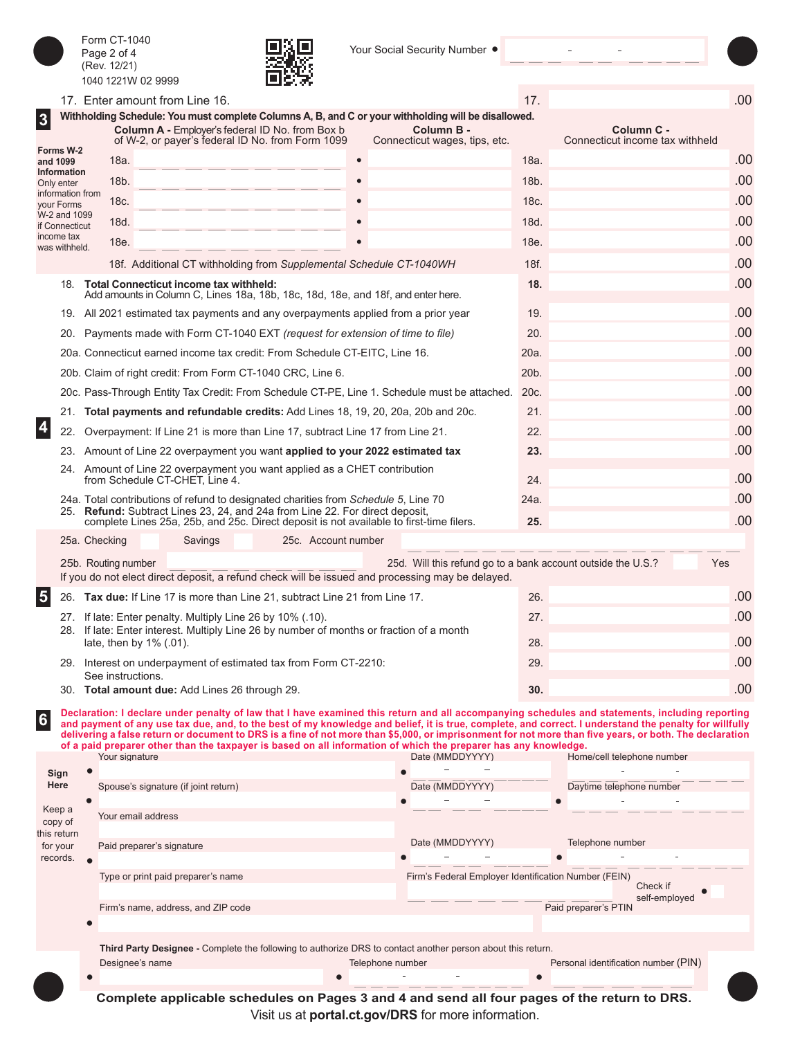Form CT-1040
Page 2 of 4
(Rev. 12/21)
1040 1221W 02 9999

Your Social Security Number • ___ ___ ___ - ___ ___ - ___ ___ ___ ___

17. Enter amount from Line 16. | 17. | .00

## 3 Withholding Schedule: You must complete Columns A, B, and C or your withholding will be disallowed.

**Forms W-2 and 1099 Information** Only enter information from your Forms W-2 and 1099 if Connecticut income tax was withheld.

| | **Column A -** Employer's federal ID No. from Box b of W-2, or payer's federal ID No. from Form 1099 | **Column B -** Connecticut wages, tips, etc. | | **Column C -** Connecticut income tax withheld |
|---|---|---|---|---|
| 18a. | | • | 18a. | .00 |
| 18b. | | • | 18b. | .00 |
| 18c. | | • | 18c. | .00 |
| 18d. | | • | 18d. | .00 |
| 18e. | | • | 18e. | .00 |
| 18f. Additional CT withholding from *Supplemental Schedule CT-1040WH* | | | 18f. | .00 |

| Line | Description | Line | Amount |
|---|---|---|---|
| 18. | **Total Connecticut income tax withheld:** Add amounts in Column C, Lines 18a, 18b, 18c, 18d, 18e, and 18f, and enter here. | **18.** | .00 |
| 19. | All 2021 estimated tax payments and any overpayments applied from a prior year | 19. | .00 |
| 20. | Payments made with Form CT-1040 EXT *(request for extension of time to file)* | 20. | .00 |
| 20a. | Connecticut earned income tax credit: From Schedule CT-EITC, Line 16. | 20a. | .00 |
| 20b. | Claim of right credit: From Form CT-1040 CRC, Line 6. | 20b. | .00 |
| 20c. | Pass-Through Entity Tax Credit: From Schedule CT-PE, Line 1. Schedule must be attached. | 20c. | .00 |
| 21. | **Total payments and refundable credits:** Add Lines 18, 19, 20, 20a, 20b and 20c. | 21. | .00 |

## 4

| Line | Description | Line | Amount |
|---|---|---|---|
| 22. | Overpayment: If Line 21 is more than Line 17, subtract Line 17 from Line 21. | 22. | .00 |
| 23. | Amount of Line 22 overpayment you want **applied to your 2022 estimated tax** | **23.** | .00 |
| 24. | Amount of Line 22 overpayment you want applied as a CHET contribution from Schedule CT-CHET, Line 4. | 24. | .00 |
| 24a. | Total contributions of refund to designated charities from *Schedule 5*, Line 70 | 24a. | .00 |
| 25. | **Refund:** Subtract Lines 23, 24, and 24a from Line 22. For direct deposit, complete Lines 25a, 25b, and 25c. Direct deposit is not available to first-time filers. | **25.** | .00 |

25a. Checking ☐ Savings ☐ 25c. Account number ___

25b. Routing number ___ 25d. Will this refund go to a bank account outside the U.S.? ☐ Yes

If you do not elect direct deposit, a refund check will be issued and processing may be delayed.

## 5

| Line | Description | Line | Amount |
|---|---|---|---|
| 26. | **Tax due:** If Line 17 is more than Line 21, subtract Line 21 from Line 17. | 26. | .00 |
| 27. | If late: Enter penalty. Multiply Line 26 by 10% (.10). | 27. | .00 |
| 28. | If late: Enter interest. Multiply Line 26 by number of months or fraction of a month late, then by 1% (.01). | 28. | .00 |
| 29. | Interest on underpayment of estimated tax from Form CT-2210: See instructions. | 29. | .00 |
| 30. | **Total amount due:** Add Lines 26 through 29. | **30.** | .00 |

## 6

**Declaration: I declare under penalty of law that I have examined this return and all accompanying schedules and statements, including reporting and payment of any use tax due, and, to the best of my knowledge and belief, it is true, complete, and correct. I understand the penalty for willfully delivering a false return or document to DRS is a fine of not more than $5,000, or imprisonment for not more than five years, or both. The declaration of a paid preparer other than the taxpayer is based on all information of which the preparer has any knowledge.**

**Sign Here** — Keep a copy of this return for your records.

| | | |
|---|---|---|
| Your signature • | Date (MMDDYYYY) • | Home/cell telephone number |
| Spouse's signature (if joint return) • | Date (MMDDYYYY) • | Daytime telephone number • |
| Your email address | | |
| Paid preparer's signature • | Date (MMDDYYYY) • | Telephone number • |
| Type or print paid preparer's name | Firm's Federal Employer Identification Number (FEIN) | Check if self-employed • ☐ |
| Firm's name, address, and ZIP code • | | Paid preparer's PTIN |

**Third Party Designee -** Complete the following to authorize DRS to contact another person about this return.

| Designee's name | Telephone number | Personal identification number (PIN) |
|---|---|---|
| • | • | • |

**Complete applicable schedules on Pages 3 and 4 and send all four pages of the return to DRS.**

Visit us at **portal.ct.gov/DRS** for more information.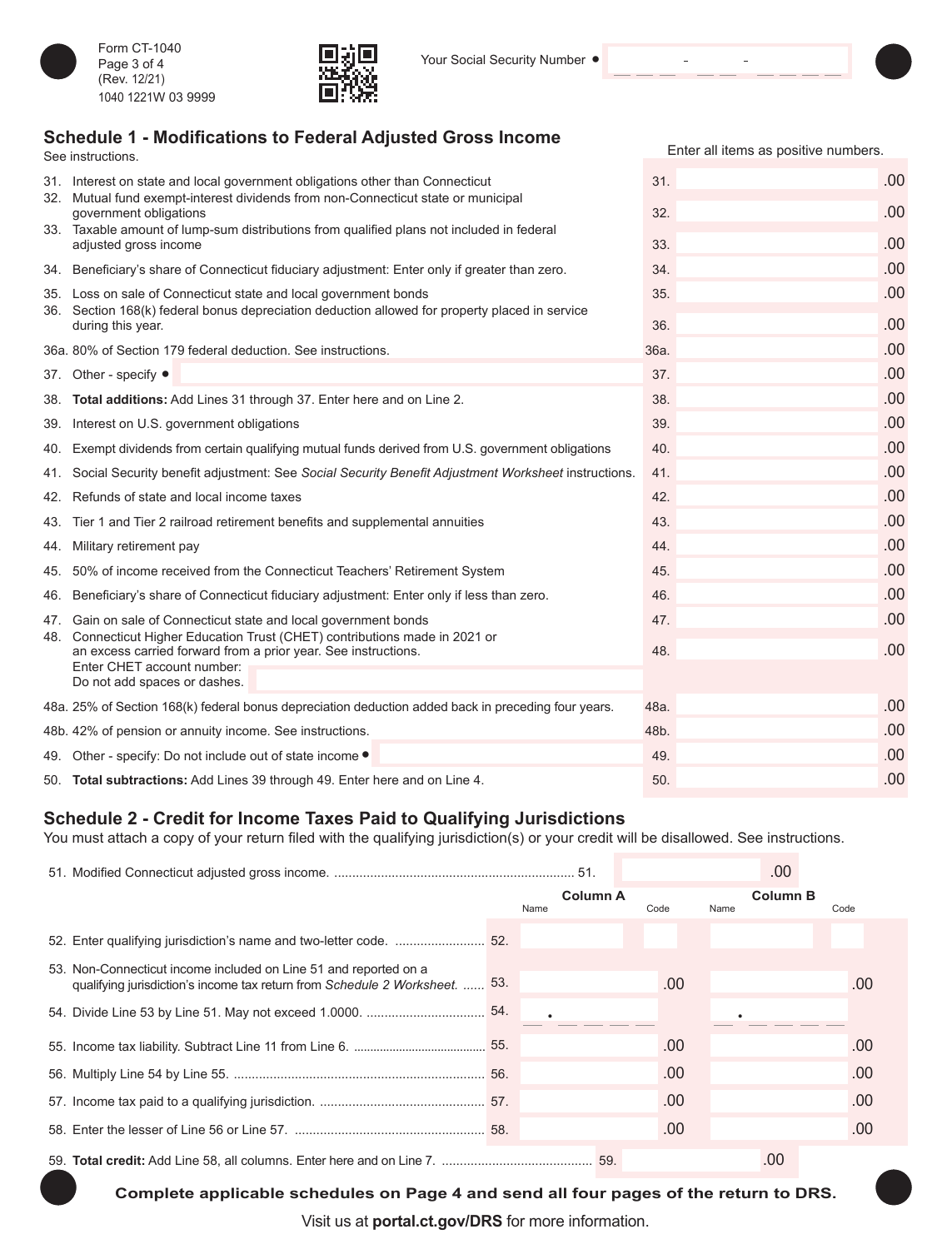Form CT-1040
(Rev. 12/21)
1040 1221W 03 9999

Your Social Security Number • ___ ___ ___ - ___ ___ - ___ ___ ___ ___

## Schedule 1 - Modifications to Federal Adjusted Gross Income

See instructions.

Enter all items as positive numbers.

| Line | Description | | Amount |
|---|---|---|---|
| 31. | Interest on state and local government obligations other than Connecticut | 31. | .00 |
| 32. | Mutual fund exempt-interest dividends from non-Connecticut state or municipal government obligations | 32. | .00 |
| 33. | Taxable amount of lump-sum distributions from qualified plans not included in federal adjusted gross income | 33. | .00 |
| 34. | Beneficiary's share of Connecticut fiduciary adjustment: Enter only if greater than zero. | 34. | .00 |
| 35. | Loss on sale of Connecticut state and local government bonds | 35. | .00 |
| 36. | Section 168(k) federal bonus depreciation deduction allowed for property placed in service during this year. | 36. | .00 |
| 36a. | 80% of Section 179 federal deduction. See instructions. | 36a. | .00 |
| 37. | Other - specify • | 37. | .00 |
| 38. | **Total additions:** Add Lines 31 through 37. Enter here and on Line 2. | 38. | .00 |
| 39. | Interest on U.S. government obligations | 39. | .00 |
| 40. | Exempt dividends from certain qualifying mutual funds derived from U.S. government obligations | 40. | .00 |
| 41. | Social Security benefit adjustment: See *Social Security Benefit Adjustment Worksheet* instructions. | 41. | .00 |
| 42. | Refunds of state and local income taxes | 42. | .00 |
| 43. | Tier 1 and Tier 2 railroad retirement benefits and supplemental annuities | 43. | .00 |
| 44. | Military retirement pay | 44. | .00 |
| 45. | 50% of income received from the Connecticut Teachers' Retirement System | 45. | .00 |
| 46. | Beneficiary's share of Connecticut fiduciary adjustment: Enter only if less than zero. | 46. | .00 |
| 47. | Gain on sale of Connecticut state and local government bonds | 47. | .00 |
| 48. | Connecticut Higher Education Trust (CHET) contributions made in 2021 or an excess carried forward from a prior year. See instructions. Enter CHET account number: Do not add spaces or dashes. | 48. | .00 |
| 48a. | 25% of Section 168(k) federal bonus depreciation deduction added back in preceding four years. | 48a. | .00 |
| 48b. | 42% of pension or annuity income. See instructions. | 48b. | .00 |
| 49. | Other - specify: Do not include out of state income • | 49. | .00 |
| 50. | **Total subtractions:** Add Lines 39 through 49. Enter here and on Line 4. | 50. | .00 |

## Schedule 2 - Credit for Income Taxes Paid to Qualifying Jurisdictions

You must attach a copy of your return filed with the qualifying jurisdiction(s) or your credit will be disallowed. See instructions.

51. Modified Connecticut adjusted gross income. .................................................................. 51. .00

| Line | Description | Column A Name | Column A Code | Column B Name | Column B Code |
|---|---|---|---|---|---|
| 52. | Enter qualifying jurisdiction's name and two-letter code. ......................... | | | | |
| 53. | Non-Connecticut income included on Line 51 and reported on a qualifying jurisdiction's income tax return from *Schedule 2 Worksheet.* ...... | .00 | | .00 | |
| 54. | Divide Line 53 by Line 51. May not exceed 1.0000. ................................ | ___ . ___ ___ ___ ___ | | ___ . ___ ___ ___ ___ | |
| 55. | Income tax liability. Subtract Line 11 from Line 6. ....................................... | .00 | | .00 | |
| 56. | Multiply Line 54 by Line 55. ...................................................................... | .00 | | .00 | |
| 57. | Income tax paid to a qualifying jurisdiction. .............................................. | .00 | | .00 | |
| 58. | Enter the lesser of Line 56 or Line 57. ..................................................... | .00 | | .00 | |

59. **Total credit:** Add Line 58, all columns. Enter here and on Line 7. .......................................... 59. .00

**Complete applicable schedules on Page 4 and send all four pages of the return to DRS.**

Visit us at **portal.ct.gov/DRS** for more information.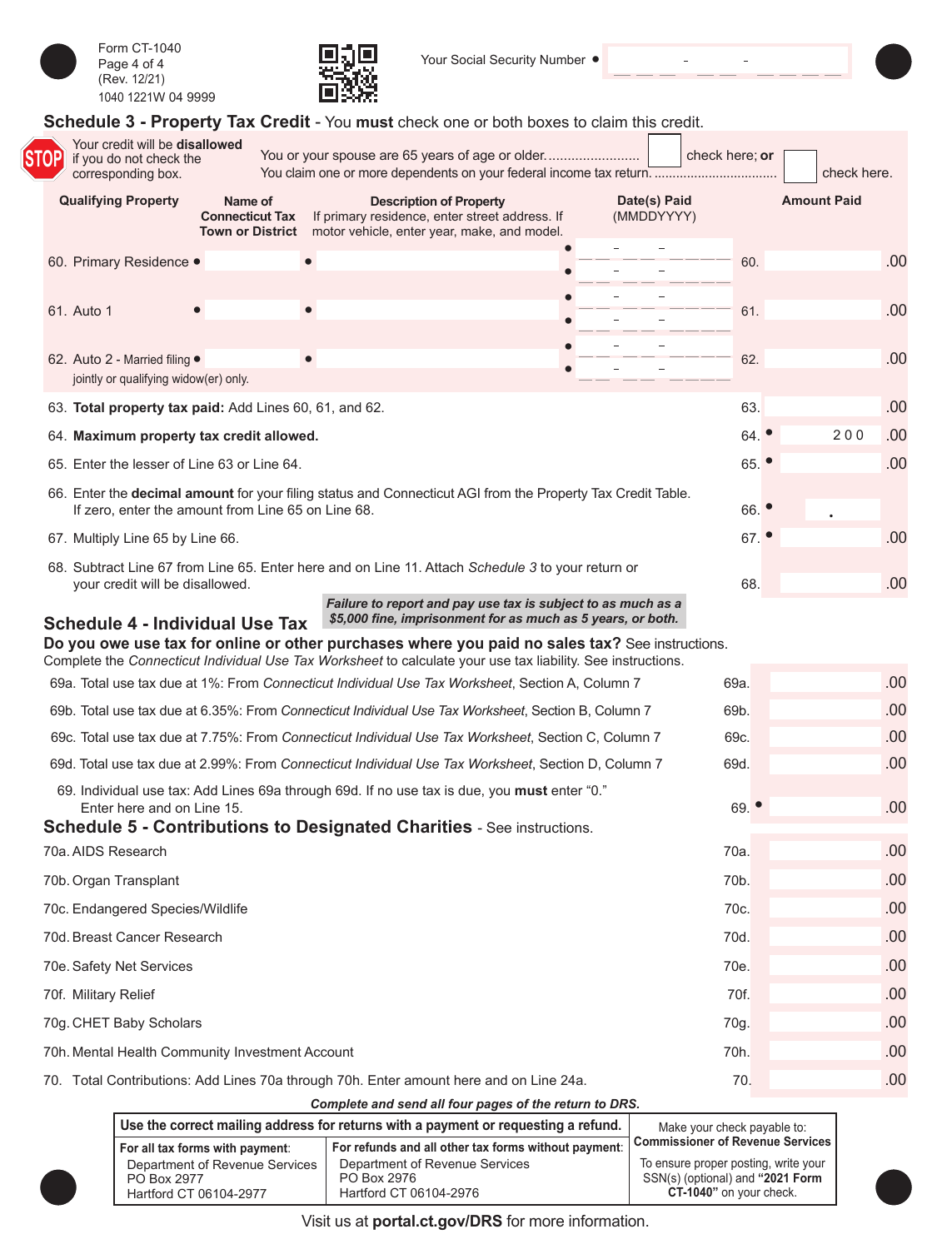Form CT-1040
Page 4 of 4
(Rev. 12/21)
1040 1221W 04 9999

Your Social Security Number • ___ - __ - ____

## Schedule 3 - Property Tax Credit - You **must** check one or both boxes to claim this credit.

STOP Your credit will be **disallowed** if you do not check the corresponding box.

You or your spouse are 65 years of age or older........................ ☐ check here; **or**
You claim one or more dependents on your federal income tax return. ................................. ☐ check here.

| Qualifying Property | Name of Connecticut Tax Town or District | Description of Property If primary residence, enter street address. If motor vehicle, enter year, make, and model. | Date(s) Paid (MMDDYYYY) | | Amount Paid |
|---|---|---|---|---|---|
| 60. Primary Residence • | • | | • __ - __ - ____ • __ - __ - ____ | 60. | .00 |
| 61. Auto 1 • | • | | • __ - __ - ____ • __ - __ - ____ | 61. | .00 |
| 62. Auto 2 - Married filing jointly or qualifying widow(er) only. • | • | | • __ - __ - ____ • __ - __ - ____ | 62. | .00 |

| | | |
|---|---|---|
| 63. **Total property tax paid:** Add Lines 60, 61, and 62. | 63. | .00 |
| 64. **Maximum property tax credit allowed.** | 64. • | 200 .00 |
| 65. Enter the lesser of Line 63 or Line 64. | 65. • | .00 |
| 66. Enter the **decimal amount** for your filing status and Connecticut AGI from the Property Tax Credit Table. If zero, enter the amount from Line 65 on Line 68. | 66. • | . |
| 67. Multiply Line 65 by Line 66. | 67. • | .00 |
| 68. Subtract Line 67 from Line 65. Enter here and on Line 11. Attach *Schedule 3* to your return or your credit will be disallowed. | 68. | .00 |

## Schedule 4 - Individual Use Tax

***Failure to report and pay use tax is subject to as much as a $5,000 fine, imprisonment for as much as 5 years, or both.***

**Do you owe use tax for online or other purchases where you paid no sales tax?** See instructions.
Complete the *Connecticut Individual Use Tax Worksheet* to calculate your use tax liability. See instructions.

| | | |
|---|---|---|
| 69a. Total use tax due at 1%: From *Connecticut Individual Use Tax Worksheet*, Section A, Column 7 | 69a. | .00 |
| 69b. Total use tax due at 6.35%: From *Connecticut Individual Use Tax Worksheet*, Section B, Column 7 | 69b. | .00 |
| 69c. Total use tax due at 7.75%: From *Connecticut Individual Use Tax Worksheet*, Section C, Column 7 | 69c. | .00 |
| 69d. Total use tax due at 2.99%: From *Connecticut Individual Use Tax Worksheet*, Section D, Column 7 | 69d. | .00 |
| 69. Individual use tax: Add Lines 69a through 69d. If no use tax is due, you **must** enter "0." Enter here and on Line 15. | 69. • | .00 |

## Schedule 5 - Contributions to Designated Charities - See instructions.

| | | |
|---|---|---|
| 70a. AIDS Research | 70a. | .00 |
| 70b. Organ Transplant | 70b. | .00 |
| 70c. Endangered Species/Wildlife | 70c. | .00 |
| 70d. Breast Cancer Research | 70d. | .00 |
| 70e. Safety Net Services | 70e. | .00 |
| 70f. Military Relief | 70f. | .00 |
| 70g. CHET Baby Scholars | 70g. | .00 |
| 70h. Mental Health Community Investment Account | 70h. | .00 |
| 70. Total Contributions: Add Lines 70a through 70h. Enter amount here and on Line 24a. | 70. | .00 |

***Complete and send all four pages of the return to DRS.***

| **Use the correct mailing address for returns with a payment or requesting a refund.** | | Make your check payable to: **Commissioner of Revenue Services** |
|---|---|---|
| **For all tax forms with payment**: Department of Revenue Services PO Box 2977 Hartford CT 06104-2977 | **For refunds and all other tax forms without payment**: Department of Revenue Services PO Box 2976 Hartford CT 06104-2976 | To ensure proper posting, write your SSN(s) (optional) and **"2021 Form CT-1040"** on your check. |

Visit us at **portal.ct.gov/DRS** for more information.